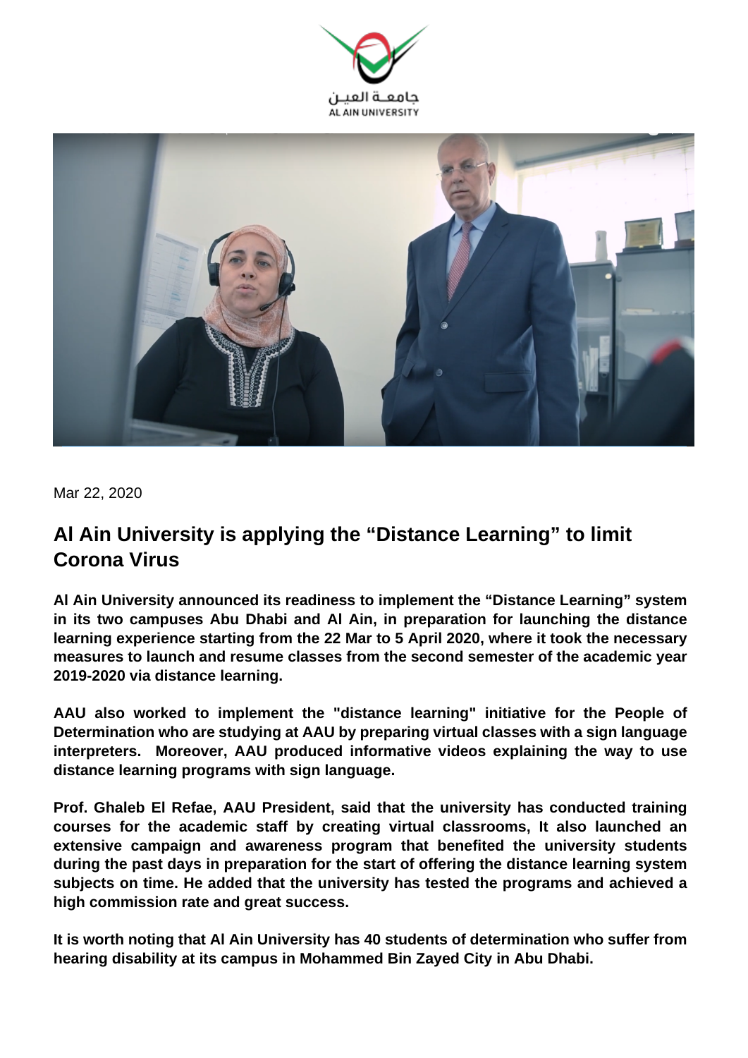Mar 22, 2020

# Al Ain University is applying the "Distance Learning" to limit Corona Virus

**Al Ain University announced its readiness to implement the "Distance Learning" system in its two campuses Abu Dhabi and Al Ain, in preparation for launching the distance learning experience starting from the 22 Mar to 5 April 2020, where it took the necessary measures to launch and resume classes from the second semester of the academic year 2019-2020 via distance learning.**

**AAU also worked to implement the "distance learning" initiative for the People of Determination who are studying at AAU by preparing virtual classes with a sign language interpreters. Moreover, AAU produced informative videos explaining the way to use distance learning programs with sign language.**

**Prof. Ghaleb El Refae, AAU President, said that the university has conducted training courses for the academic staff by creating virtual classrooms, It also launched an extensive campaign and awareness program that benefited the university students during the past days in preparation for the start of offering the distance learning system subjects on time. He added that the university has tested the programs and achieved a high commission rate and great success.**

**It is worth noting that Al Ain University has 40 students of determination who suffer from hearing disability at its campus in Mohammed Bin Zayed City in Abu Dhabi.**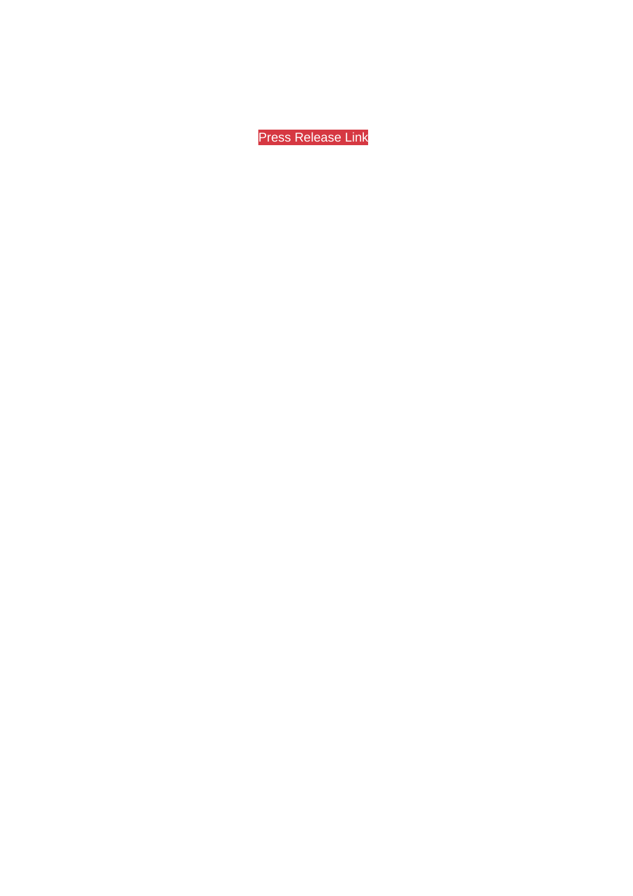Press Release Link